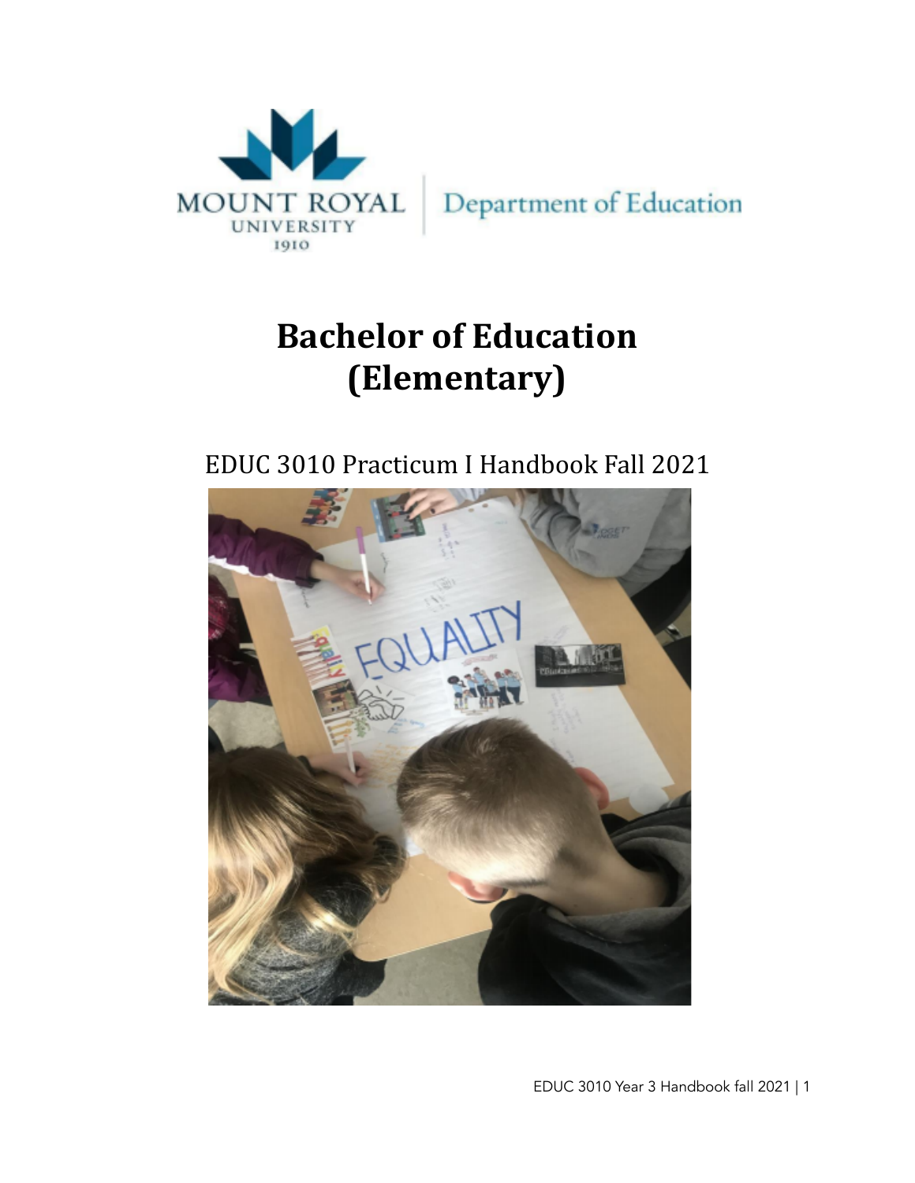MOUNT ROYAL UNIVERSITY 1910 | Department of Education

# Bachelor of Education (Elementary)

## EDUC 3010 Practicum I Handbook Fall 2021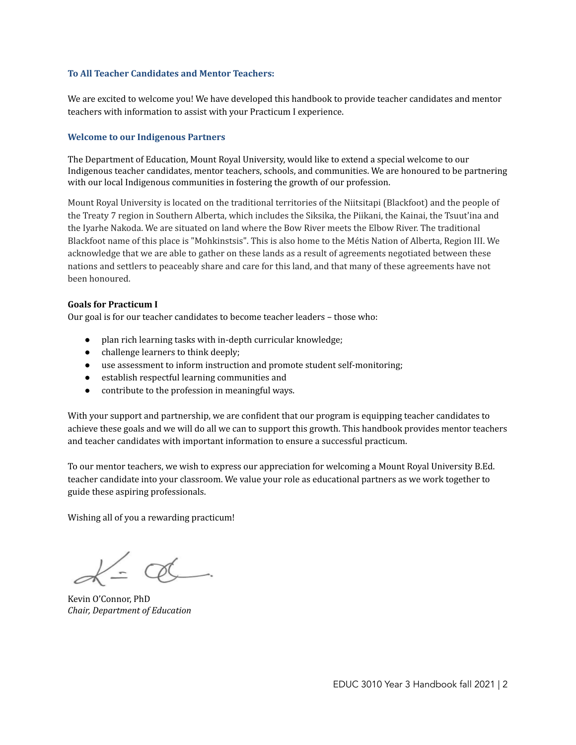### To All Teacher Candidates and Mentor Teachers:

We are excited to welcome you! We have developed this handbook to provide teacher candidates and mentor teachers with information to assist with your Practicum I experience.

### Welcome to our Indigenous Partners

The Department of Education, Mount Royal University, would like to extend a special welcome to our Indigenous teacher candidates, mentor teachers, schools, and communities. We are honoured to be partnering with our local Indigenous communities in fostering the growth of our profession.

Mount Royal University is located on the traditional territories of the Niitsitapi (Blackfoot) and the people of the Treaty 7 region in Southern Alberta, which includes the Siksika, the Piikani, the Kainai, the Tsuut'ina and the Iyarhe Nakoda. We are situated on land where the Bow River meets the Elbow River. The traditional Blackfoot name of this place is "Mohkinstsis". This is also home to the Métis Nation of Alberta, Region III. We acknowledge that we are able to gather on these lands as a result of agreements negotiated between these nations and settlers to peaceably share and care for this land, and that many of these agreements have not been honoured.

**Goals for Practicum I**

Our goal is for our teacher candidates to become teacher leaders – those who:

- plan rich learning tasks with in-depth curricular knowledge;
- challenge learners to think deeply;
- use assessment to inform instruction and promote student self-monitoring;
- establish respectful learning communities and
- contribute to the profession in meaningful ways.

With your support and partnership, we are confident that our program is equipping teacher candidates to achieve these goals and we will do all we can to support this growth. This handbook provides mentor teachers and teacher candidates with important information to ensure a successful practicum.

To our mentor teachers, we wish to express our appreciation for welcoming a Mount Royal University B.Ed. teacher candidate into your classroom. We value your role as educational partners as we work together to guide these aspiring professionals.

Wishing all of you a rewarding practicum!

Kevin O'Connor, PhD
*Chair, Department of Education*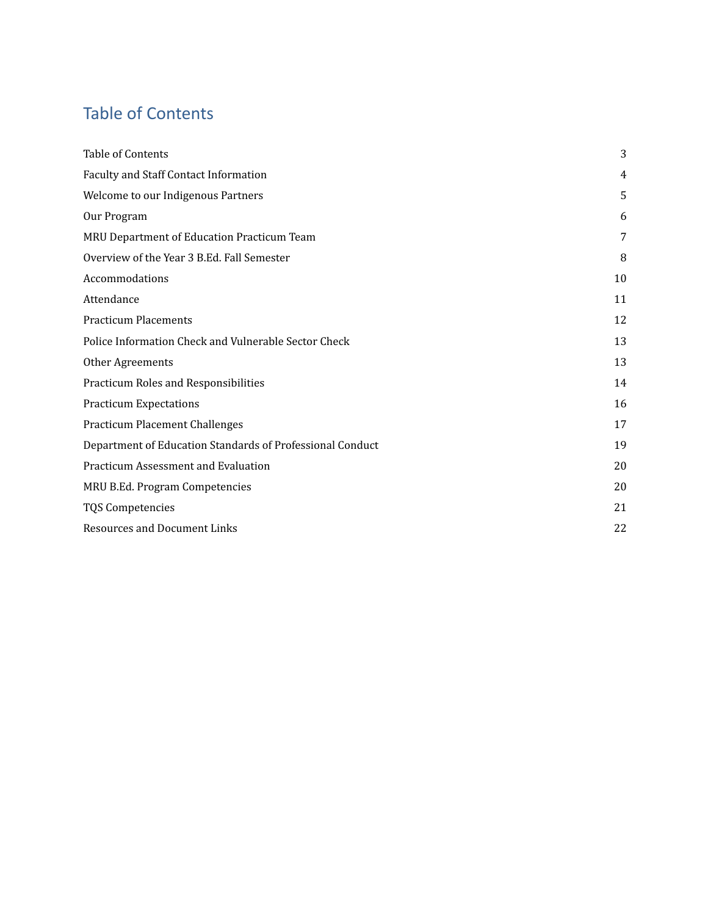# Table of Contents

| | |
|---|---|
| Table of Contents | 3 |
| Faculty and Staff Contact Information | 4 |
| Welcome to our Indigenous Partners | 5 |
| Our Program | 6 |
| MRU Department of Education Practicum Team | 7 |
| Overview of the Year 3 B.Ed. Fall Semester | 8 |
| Accommodations | 10 |
| Attendance | 11 |
| Practicum Placements | 12 |
| Police Information Check and Vulnerable Sector Check | 13 |
| Other Agreements | 13 |
| Practicum Roles and Responsibilities | 14 |
| Practicum Expectations | 16 |
| Practicum Placement Challenges | 17 |
| Department of Education Standards of Professional Conduct | 19 |
| Practicum Assessment and Evaluation | 20 |
| MRU B.Ed. Program Competencies | 20 |
| TQS Competencies | 21 |
| Resources and Document Links | 22 |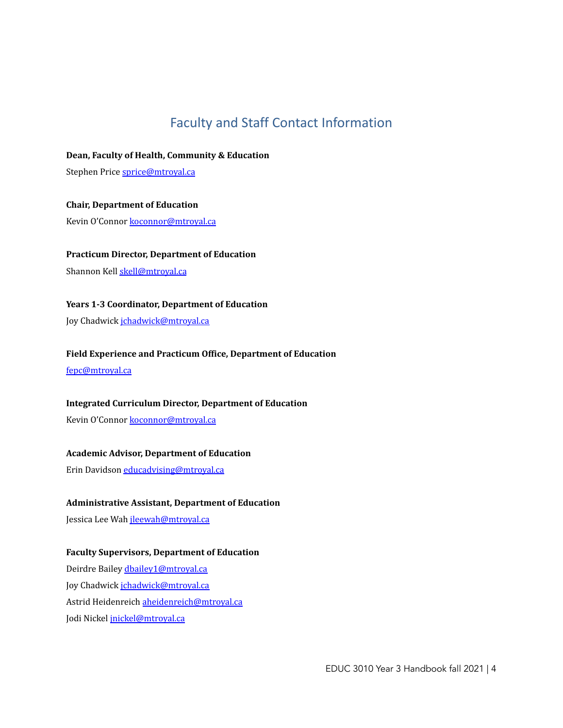# Faculty and Staff Contact Information

**Dean, Faculty of Health, Community & Education**

Stephen Price sprice@mtroyal.ca

**Chair, Department of Education**

Kevin O'Connor koconnor@mtroyal.ca

**Practicum Director, Department of Education**

Shannon Kell skell@mtroyal.ca

**Years 1-3 Coordinator, Department of Education**

Joy Chadwick jchadwick@mtroyal.ca

**Field Experience and Practicum Office, Department of Education**

fepc@mtroyal.ca

**Integrated Curriculum Director, Department of Education**

Kevin O'Connor koconnor@mtroyal.ca

**Academic Advisor, Department of Education**

Erin Davidson educadvising@mtroyal.ca

**Administrative Assistant, Department of Education**

Jessica Lee Wah jleewah@mtroyal.ca

**Faculty Supervisors, Department of Education**

Deirdre Bailey dbailey1@mtroyal.ca

Joy Chadwick jchadwick@mtroyal.ca

Astrid Heidenreich aheidenreich@mtroyal.ca

Jodi Nickel jnickel@mtroyal.ca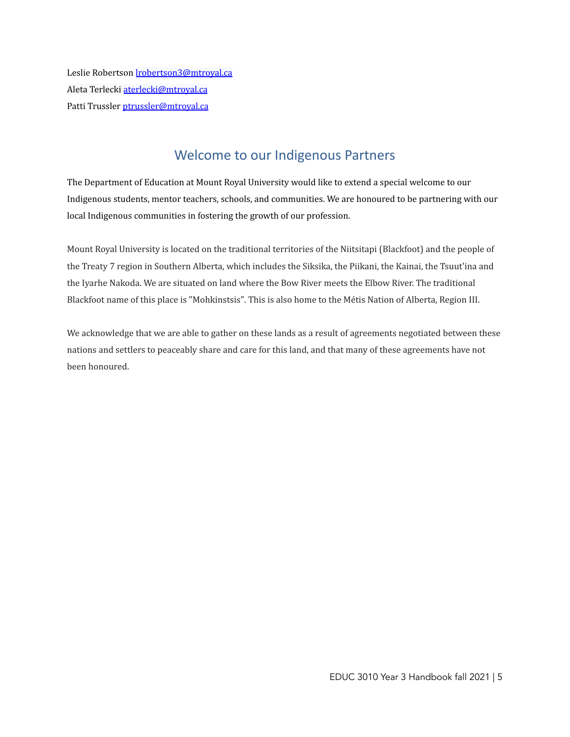Leslie Robertson [lrobertson3@mtroyal.ca](mailto:lrobertson3@mtroyal.ca)
Aleta Terlecki [aterlecki@mtroyal.ca](mailto:aterlecki@mtroyal.ca)
Patti Trussler [ptrussler@mtroyal.ca](mailto:ptrussler@mtroyal.ca)

## Welcome to our Indigenous Partners

The Department of Education at Mount Royal University would like to extend a special welcome to our Indigenous students, mentor teachers, schools, and communities. We are honoured to be partnering with our local Indigenous communities in fostering the growth of our profession.

Mount Royal University is located on the traditional territories of the Niitsitapi (Blackfoot) and the people of the Treaty 7 region in Southern Alberta, which includes the Siksika, the Piikani, the Kainai, the Tsuut'ina and the Iyarhe Nakoda. We are situated on land where the Bow River meets the Elbow River. The traditional Blackfoot name of this place is "Mohkinstsis". This is also home to the Métis Nation of Alberta, Region III.

We acknowledge that we are able to gather on these lands as a result of agreements negotiated between these nations and settlers to peaceably share and care for this land, and that many of these agreements have not been honoured.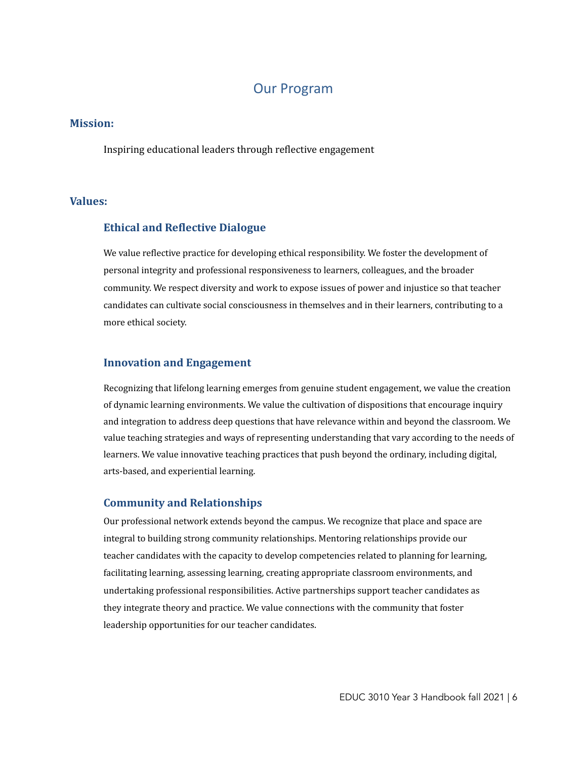# Our Program

## Mission:

Inspiring educational leaders through reflective engagement

## Values:

### Ethical and Reflective Dialogue

We value reflective practice for developing ethical responsibility. We foster the development of personal integrity and professional responsiveness to learners, colleagues, and the broader community. We respect diversity and work to expose issues of power and injustice so that teacher candidates can cultivate social consciousness in themselves and in their learners, contributing to a more ethical society.

### Innovation and Engagement

Recognizing that lifelong learning emerges from genuine student engagement, we value the creation of dynamic learning environments. We value the cultivation of dispositions that encourage inquiry and integration to address deep questions that have relevance within and beyond the classroom. We value teaching strategies and ways of representing understanding that vary according to the needs of learners. We value innovative teaching practices that push beyond the ordinary, including digital, arts-based, and experiential learning.

### Community and Relationships

Our professional network extends beyond the campus. We recognize that place and space are integral to building strong community relationships. Mentoring relationships provide our teacher candidates with the capacity to develop competencies related to planning for learning, facilitating learning, assessing learning, creating appropriate classroom environments, and undertaking professional responsibilities. Active partnerships support teacher candidates as they integrate theory and practice. We value connections with the community that foster leadership opportunities for our teacher candidates.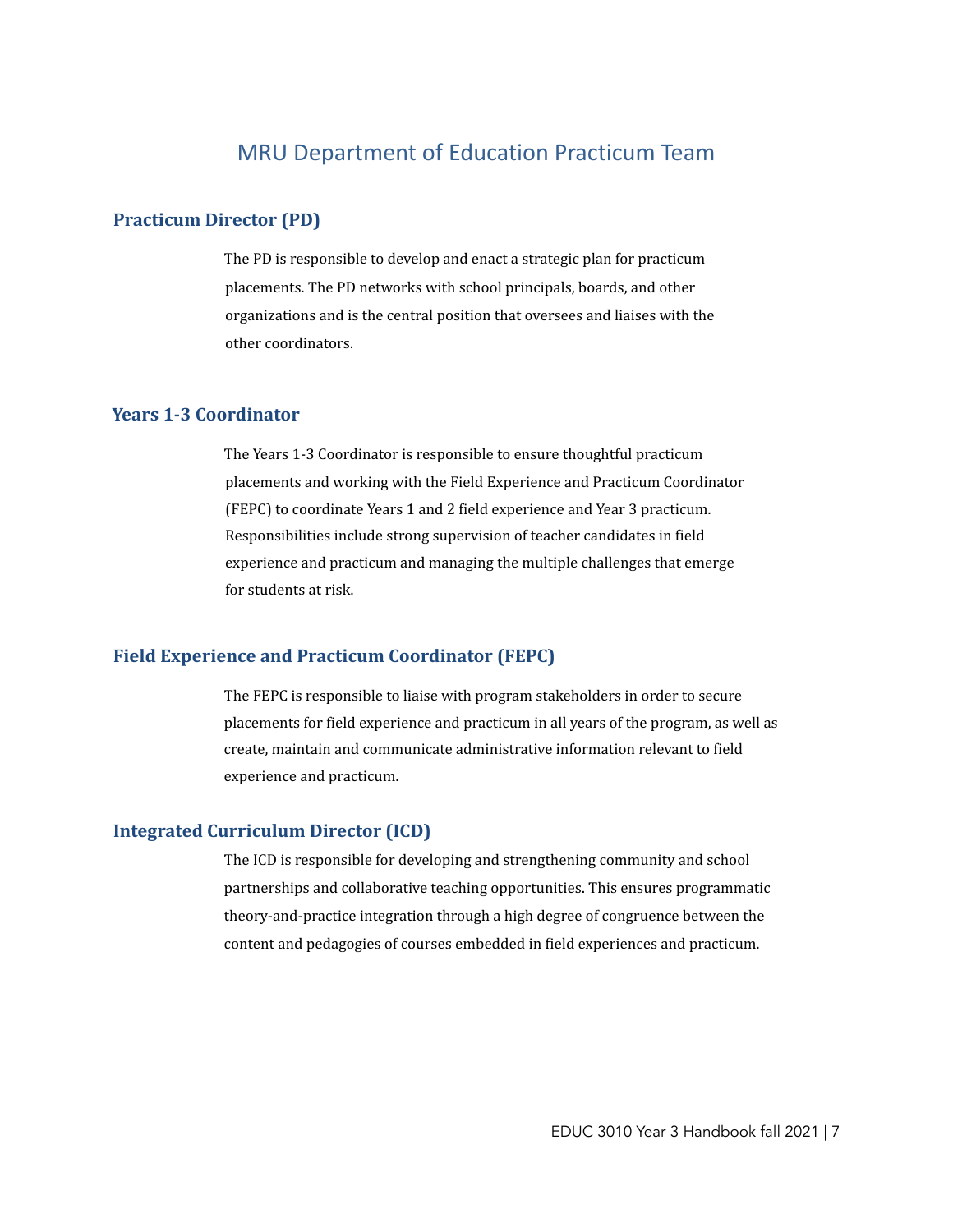# MRU Department of Education Practicum Team

## Practicum Director (PD)

The PD is responsible to develop and enact a strategic plan for practicum placements. The PD networks with school principals, boards, and other organizations and is the central position that oversees and liaises with the other coordinators.

## Years 1-3 Coordinator

The Years 1-3 Coordinator is responsible to ensure thoughtful practicum placements and working with the Field Experience and Practicum Coordinator (FEPC) to coordinate Years 1 and 2 field experience and Year 3 practicum. Responsibilities include strong supervision of teacher candidates in field experience and practicum and managing the multiple challenges that emerge for students at risk.

## Field Experience and Practicum Coordinator (FEPC)

The FEPC is responsible to liaise with program stakeholders in order to secure placements for field experience and practicum in all years of the program, as well as create, maintain and communicate administrative information relevant to field experience and practicum.

## Integrated Curriculum Director (ICD)

The ICD is responsible for developing and strengthening community and school partnerships and collaborative teaching opportunities. This ensures programmatic theory-and-practice integration through a high degree of congruence between the content and pedagogies of courses embedded in field experiences and practicum.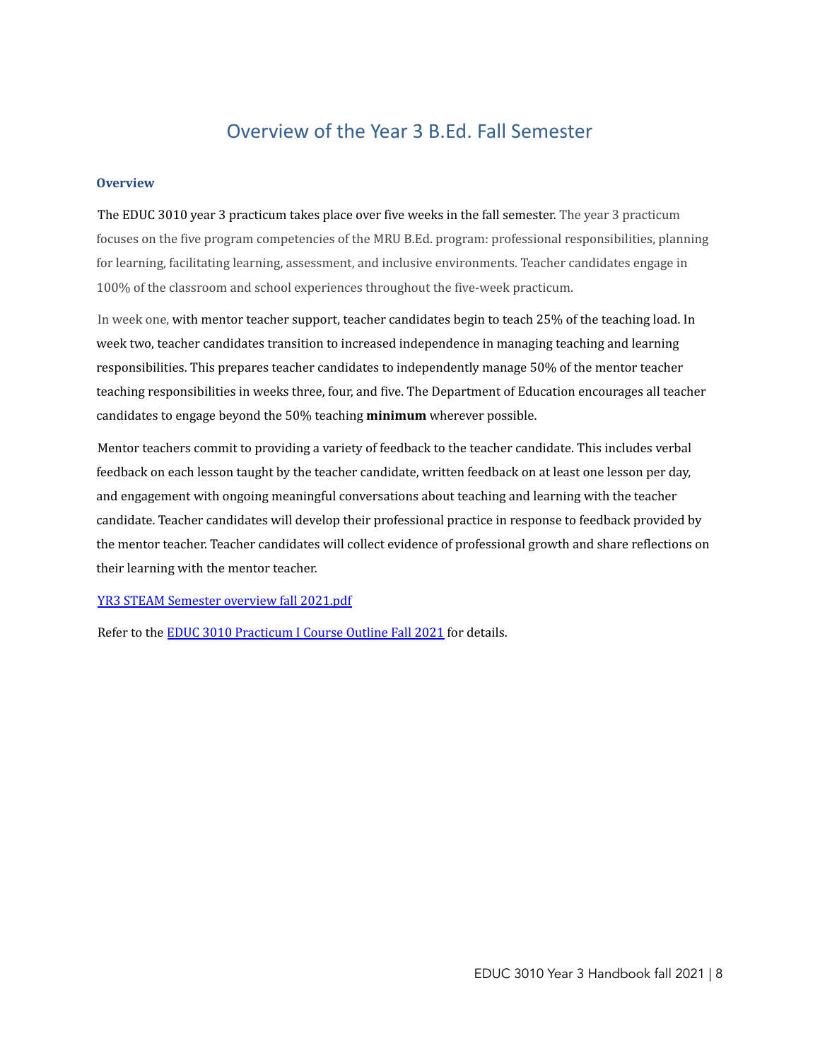# Overview of the Year 3 B.Ed. Fall Semester

### Overview

The EDUC 3010 year 3 practicum takes place over five weeks in the fall semester. The year 3 practicum focuses on the five program competencies of the MRU B.Ed. program: professional responsibilities, planning for learning, facilitating learning, assessment, and inclusive environments. Teacher candidates engage in 100% of the classroom and school experiences throughout the five-week practicum.

In week one, with mentor teacher support, teacher candidates begin to teach 25% of the teaching load. In week two, teacher candidates transition to increased independence in managing teaching and learning responsibilities. This prepares teacher candidates to independently manage 50% of the mentor teacher teaching responsibilities in weeks three, four, and five. The Department of Education encourages all teacher candidates to engage beyond the 50% teaching **minimum** wherever possible.

Mentor teachers commit to providing a variety of feedback to the teacher candidate. This includes verbal feedback on each lesson taught by the teacher candidate, written feedback on at least one lesson per day, and engagement with ongoing meaningful conversations about teaching and learning with the teacher candidate. Teacher candidates will develop their professional practice in response to feedback provided by the mentor teacher. Teacher candidates will collect evidence of professional growth and share reflections on their learning with the mentor teacher.

[YR3 STEAM Semester overview fall 2021.pdf]

Refer to the [EDUC 3010 Practicum I Course Outline Fall 2021] for details.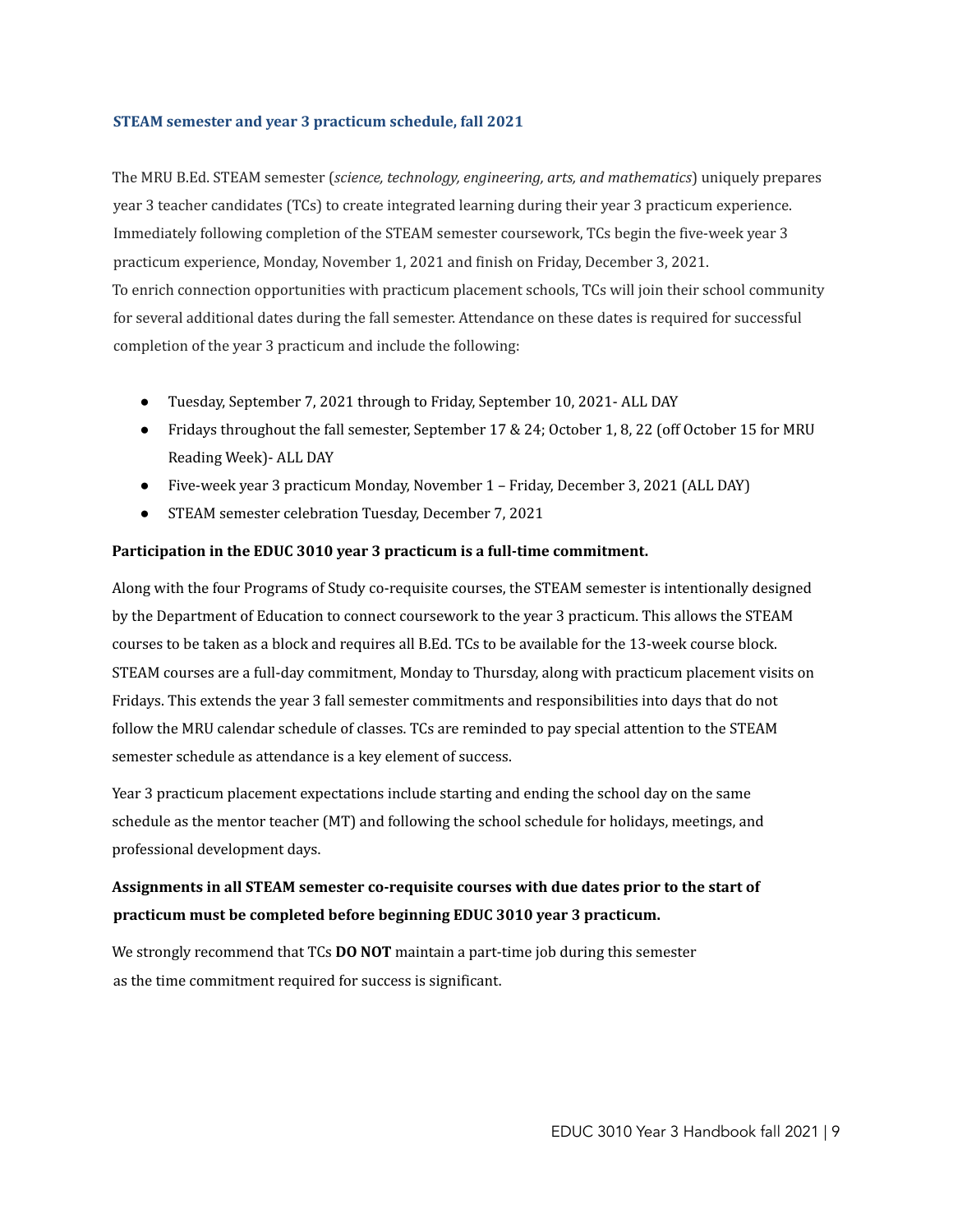### STEAM semester and year 3 practicum schedule, fall 2021

The MRU B.Ed. STEAM semester (*science, technology, engineering, arts, and mathematics*) uniquely prepares year 3 teacher candidates (TCs) to create integrated learning during their year 3 practicum experience. Immediately following completion of the STEAM semester coursework, TCs begin the five-week year 3 practicum experience, Monday, November 1, 2021 and finish on Friday, December 3, 2021. To enrich connection opportunities with practicum placement schools, TCs will join their school community for several additional dates during the fall semester. Attendance on these dates is required for successful completion of the year 3 practicum and include the following:

- Tuesday, September 7, 2021 through to Friday, September 10, 2021- ALL DAY
- Fridays throughout the fall semester, September 17 & 24; October 1, 8, 22 (off October 15 for MRU Reading Week)- ALL DAY
- Five-week year 3 practicum Monday, November 1 – Friday, December 3, 2021 (ALL DAY)
- STEAM semester celebration Tuesday, December 7, 2021

**Participation in the EDUC 3010 year 3 practicum is a full-time commitment.**

Along with the four Programs of Study co-requisite courses, the STEAM semester is intentionally designed by the Department of Education to connect coursework to the year 3 practicum. This allows the STEAM courses to be taken as a block and requires all B.Ed. TCs to be available for the 13-week course block. STEAM courses are a full-day commitment, Monday to Thursday, along with practicum placement visits on Fridays. This extends the year 3 fall semester commitments and responsibilities into days that do not follow the MRU calendar schedule of classes. TCs are reminded to pay special attention to the STEAM semester schedule as attendance is a key element of success.

Year 3 practicum placement expectations include starting and ending the school day on the same schedule as the mentor teacher (MT) and following the school schedule for holidays, meetings, and professional development days.

**Assignments in all STEAM semester co-requisite courses with due dates prior to the start of practicum must be completed before beginning EDUC 3010 year 3 practicum.**

We strongly recommend that TCs **DO NOT** maintain a part-time job during this semester as the time commitment required for success is significant.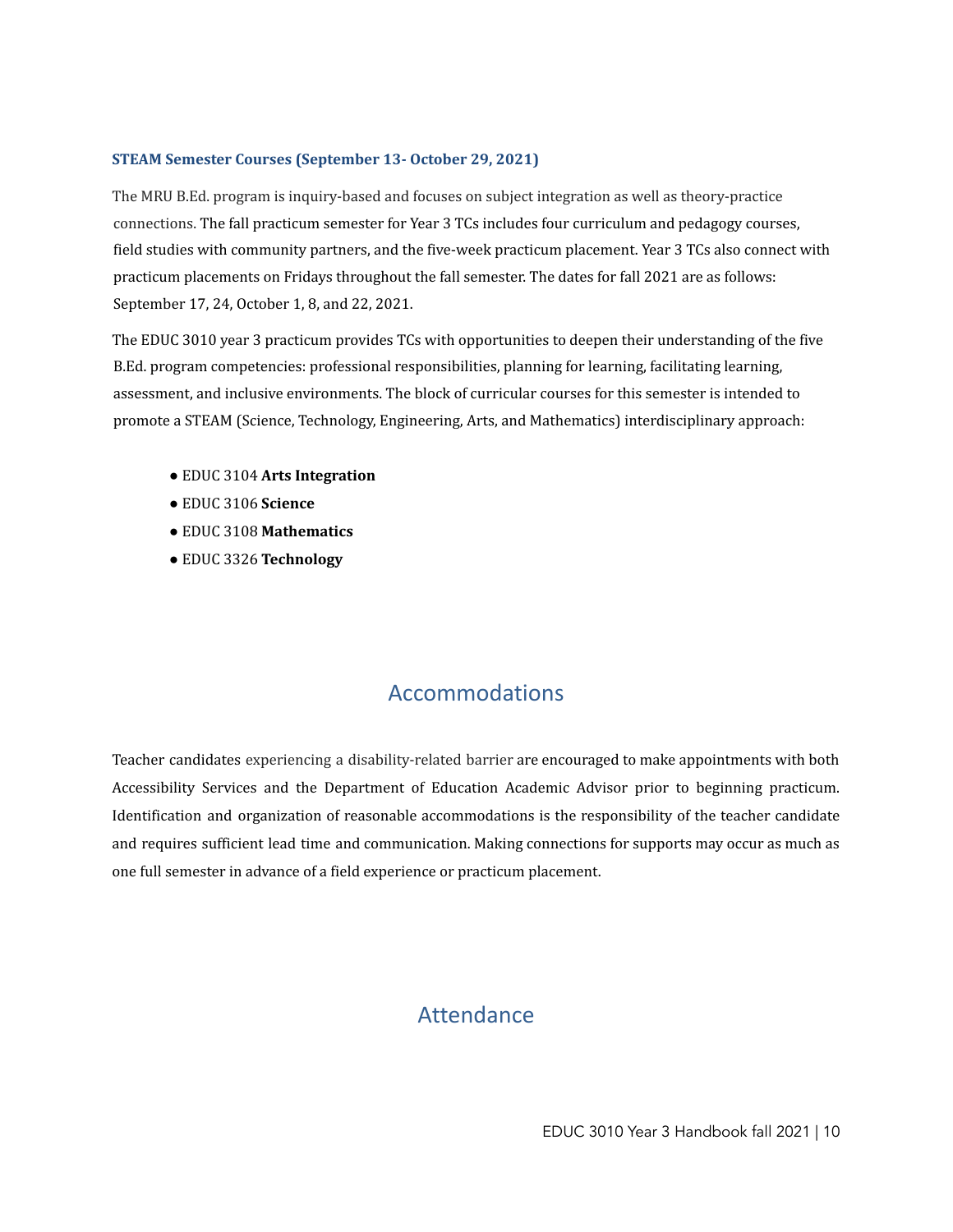### STEAM Semester Courses (September 13- October 29, 2021)

The MRU B.Ed. program is inquiry-based and focuses on subject integration as well as theory-practice connections. The fall practicum semester for Year 3 TCs includes four curriculum and pedagogy courses, field studies with community partners, and the five-week practicum placement. Year 3 TCs also connect with practicum placements on Fridays throughout the fall semester. The dates for fall 2021 are as follows: September 17, 24, October 1, 8, and 22, 2021.

The EDUC 3010 year 3 practicum provides TCs with opportunities to deepen their understanding of the five B.Ed. program competencies: professional responsibilities, planning for learning, facilitating learning, assessment, and inclusive environments. The block of curricular courses for this semester is intended to promote a STEAM (Science, Technology, Engineering, Arts, and Mathematics) interdisciplinary approach:

- EDUC 3104 **Arts Integration**
- EDUC 3106 **Science**
- EDUC 3108 **Mathematics**
- EDUC 3326 **Technology**

## Accommodations

Teacher candidates experiencing a disability-related barrier are encouraged to make appointments with both Accessibility Services and the Department of Education Academic Advisor prior to beginning practicum. Identification and organization of reasonable accommodations is the responsibility of the teacher candidate and requires sufficient lead time and communication. Making connections for supports may occur as much as one full semester in advance of a field experience or practicum placement.

## Attendance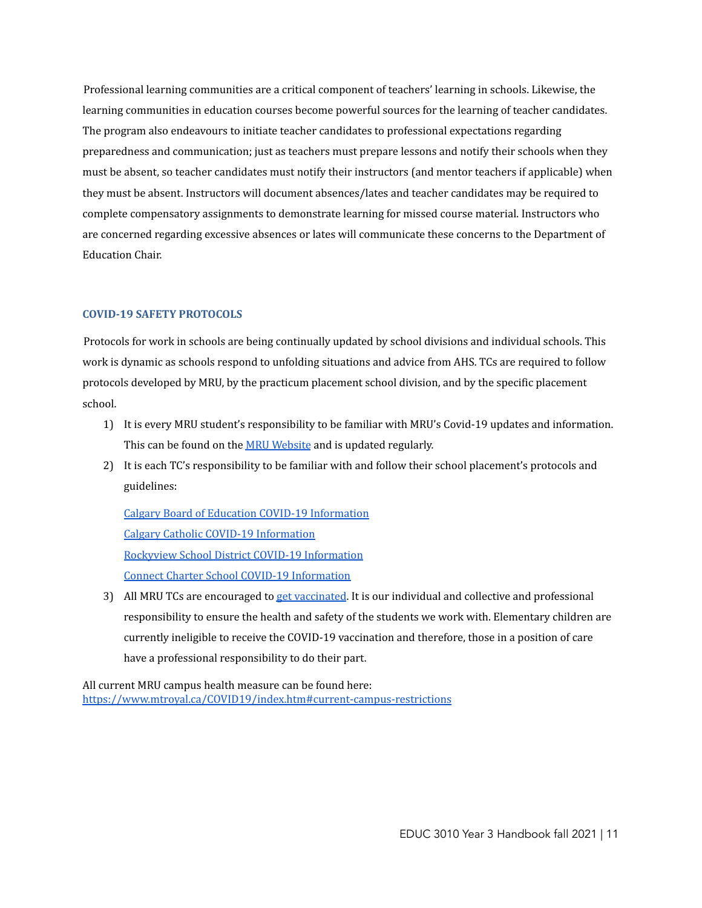Professional learning communities are a critical component of teachers' learning in schools. Likewise, the learning communities in education courses become powerful sources for the learning of teacher candidates. The program also endeavours to initiate teacher candidates to professional expectations regarding preparedness and communication; just as teachers must prepare lessons and notify their schools when they must be absent, so teacher candidates must notify their instructors (and mentor teachers if applicable) when they must be absent. Instructors will document absences/lates and teacher candidates may be required to complete compensatory assignments to demonstrate learning for missed course material. Instructors who are concerned regarding excessive absences or lates will communicate these concerns to the Department of Education Chair.

### COVID-19 SAFETY PROTOCOLS

Protocols for work in schools are being continually updated by school divisions and individual schools. This work is dynamic as schools respond to unfolding situations and advice from AHS. TCs are required to follow protocols developed by MRU, by the practicum placement school division, and by the specific placement school.

1) It is every MRU student's responsibility to be familiar with MRU's Covid-19 updates and information. This can be found on the MRU Website and is updated regularly.
2) It is each TC's responsibility to be familiar with and follow their school placement's protocols and guidelines:

   Calgary Board of Education COVID-19 Information
   Calgary Catholic COVID-19 Information
   Rockyview School District COVID-19 Information
   Connect Charter School COVID-19 Information

3) All MRU TCs are encouraged to get vaccinated. It is our individual and collective and professional responsibility to ensure the health and safety of the students we work with. Elementary children are currently ineligible to receive the COVID-19 vaccination and therefore, those in a position of care have a professional responsibility to do their part.

All current MRU campus health measure can be found here:
https://www.mtroyal.ca/COVID19/index.htm#current-campus-restrictions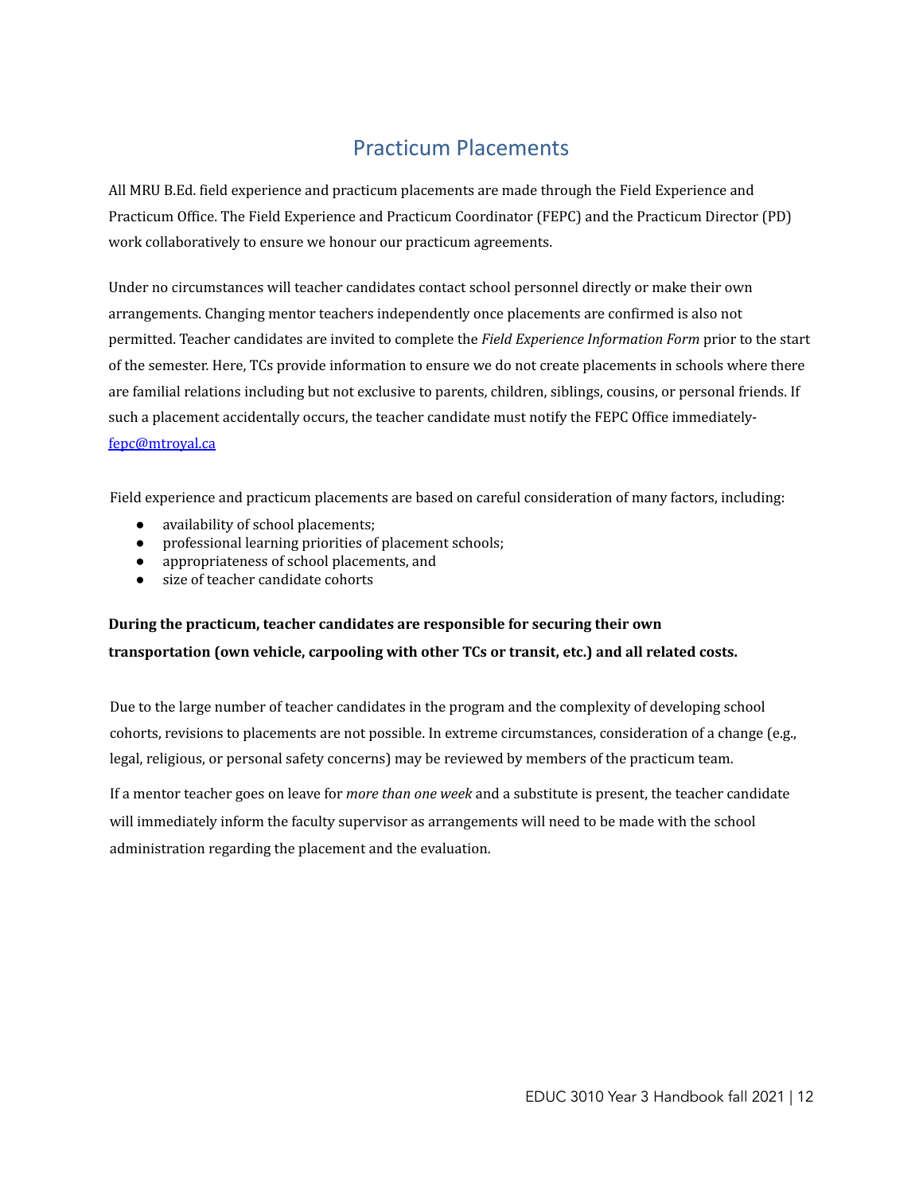# Practicum Placements

All MRU B.Ed. field experience and practicum placements are made through the Field Experience and Practicum Office. The Field Experience and Practicum Coordinator (FEPC) and the Practicum Director (PD) work collaboratively to ensure we honour our practicum agreements.

Under no circumstances will teacher candidates contact school personnel directly or make their own arrangements. Changing mentor teachers independently once placements are confirmed is also not permitted. Teacher candidates are invited to complete the *Field Experience Information Form* prior to the start of the semester. Here, TCs provide information to ensure we do not create placements in schools where there are familial relations including but not exclusive to parents, children, siblings, cousins, or personal friends. If such a placement accidentally occurs, the teacher candidate must notify the FEPC Office immediately- fepc@mtroyal.ca

Field experience and practicum placements are based on careful consideration of many factors, including:

- availability of school placements;
- professional learning priorities of placement schools;
- appropriateness of school placements, and
- size of teacher candidate cohorts

**During the practicum, teacher candidates are responsible for securing their own transportation (own vehicle, carpooling with other TCs or transit, etc.) and all related costs.**

Due to the large number of teacher candidates in the program and the complexity of developing school cohorts, revisions to placements are not possible. In extreme circumstances, consideration of a change (e.g., legal, religious, or personal safety concerns) may be reviewed by members of the practicum team.

If a mentor teacher goes on leave for *more than one week* and a substitute is present, the teacher candidate will immediately inform the faculty supervisor as arrangements will need to be made with the school administration regarding the placement and the evaluation.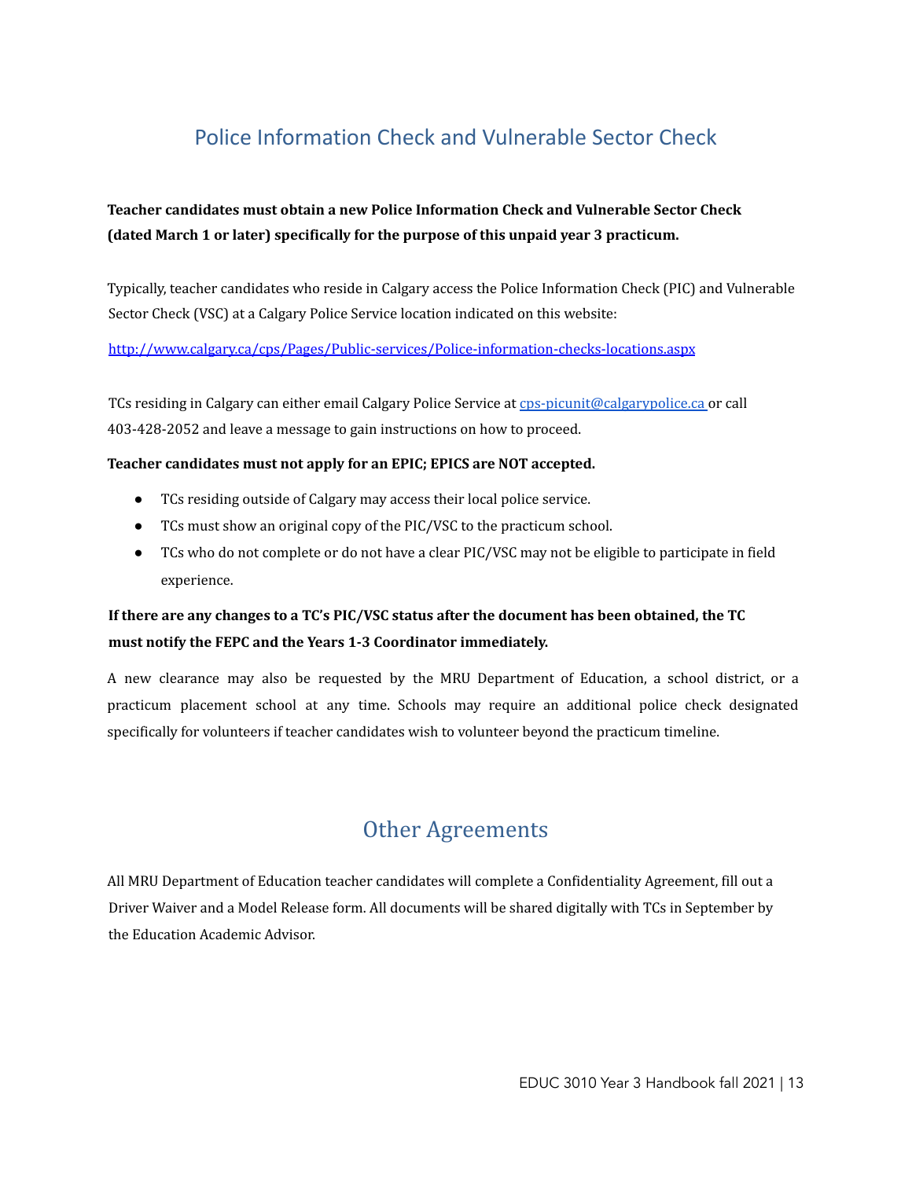## Police Information Check and Vulnerable Sector Check

**Teacher candidates must obtain a new Police Information Check and Vulnerable Sector Check (dated March 1 or later) specifically for the purpose of this unpaid year 3 practicum.**

Typically, teacher candidates who reside in Calgary access the Police Information Check (PIC) and Vulnerable Sector Check (VSC) at a Calgary Police Service location indicated on this website:

[http://www.calgary.ca/cps/Pages/Public-services/Police-information-checks-locations.aspx](http://www.calgary.ca/cps/Pages/Public-services/Police-information-checks-locations.aspx)

TCs residing in Calgary can either email Calgary Police Service at [cps-picunit@calgarypolice.ca](mailto:cps-picunit@calgarypolice.ca) or call 403-428-2052 and leave a message to gain instructions on how to proceed.

**Teacher candidates must not apply for an EPIC; EPICS are NOT accepted.**

- TCs residing outside of Calgary may access their local police service.
- TCs must show an original copy of the PIC/VSC to the practicum school.
- TCs who do not complete or do not have a clear PIC/VSC may not be eligible to participate in field experience.

**If there are any changes to a TC's PIC/VSC status after the document has been obtained, the TC must notify the FEPC and the Years 1-3 Coordinator immediately.**

A new clearance may also be requested by the MRU Department of Education, a school district, or a practicum placement school at any time. Schools may require an additional police check designated specifically for volunteers if teacher candidates wish to volunteer beyond the practicum timeline.

## Other Agreements

All MRU Department of Education teacher candidates will complete a Confidentiality Agreement, fill out a Driver Waiver and a Model Release form. All documents will be shared digitally with TCs in September by the Education Academic Advisor.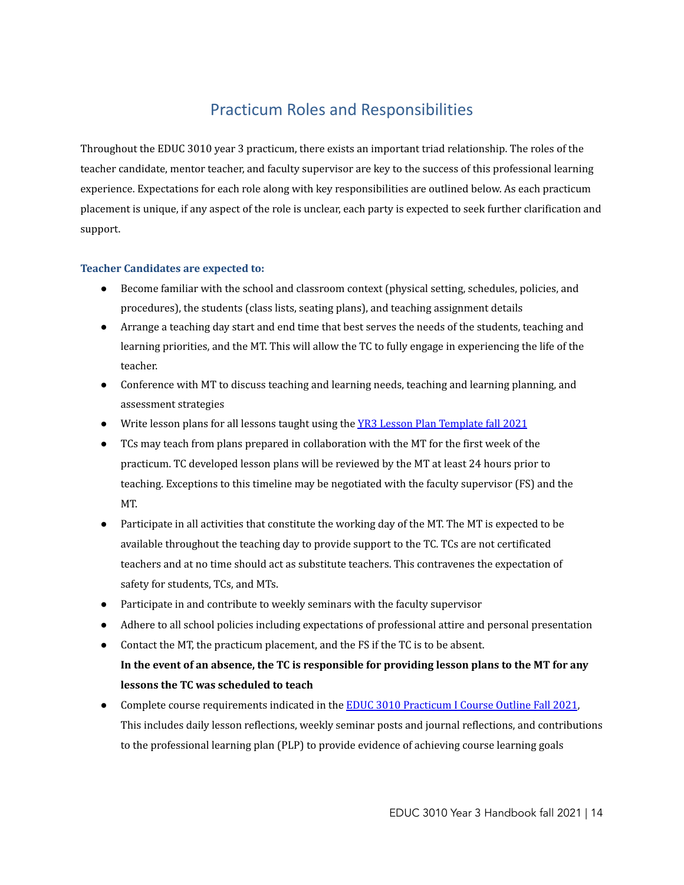# Practicum Roles and Responsibilities

Throughout the EDUC 3010 year 3 practicum, there exists an important triad relationship. The roles of the teacher candidate, mentor teacher, and faculty supervisor are key to the success of this professional learning experience. Expectations for each role along with key responsibilities are outlined below. As each practicum placement is unique, if any aspect of the role is unclear, each party is expected to seek further clarification and support.

### Teacher Candidates are expected to:

- Become familiar with the school and classroom context (physical setting, schedules, policies, and procedures), the students (class lists, seating plans), and teaching assignment details
- Arrange a teaching day start and end time that best serves the needs of the students, teaching and learning priorities, and the MT. This will allow the TC to fully engage in experiencing the life of the teacher.
- Conference with MT to discuss teaching and learning needs, teaching and learning planning, and assessment strategies
- Write lesson plans for all lessons taught using the [YR3 Lesson Plan Template fall 2021]
- TCs may teach from plans prepared in collaboration with the MT for the first week of the practicum. TC developed lesson plans will be reviewed by the MT at least 24 hours prior to teaching. Exceptions to this timeline may be negotiated with the faculty supervisor (FS) and the MT.
- Participate in all activities that constitute the working day of the MT. The MT is expected to be available throughout the teaching day to provide support to the TC. TCs are not certificated teachers and at no time should act as substitute teachers. This contravenes the expectation of safety for students, TCs, and MTs.
- Participate in and contribute to weekly seminars with the faculty supervisor
- Adhere to all school policies including expectations of professional attire and personal presentation
- Contact the MT, the practicum placement, and the FS if the TC is to be absent.
  **In the event of an absence, the TC is responsible for providing lesson plans to the MT for any lessons the TC was scheduled to teach**
- Complete course requirements indicated in the [EDUC 3010 Practicum I Course Outline Fall 2021], This includes daily lesson reflections, weekly seminar posts and journal reflections, and contributions to the professional learning plan (PLP) to provide evidence of achieving course learning goals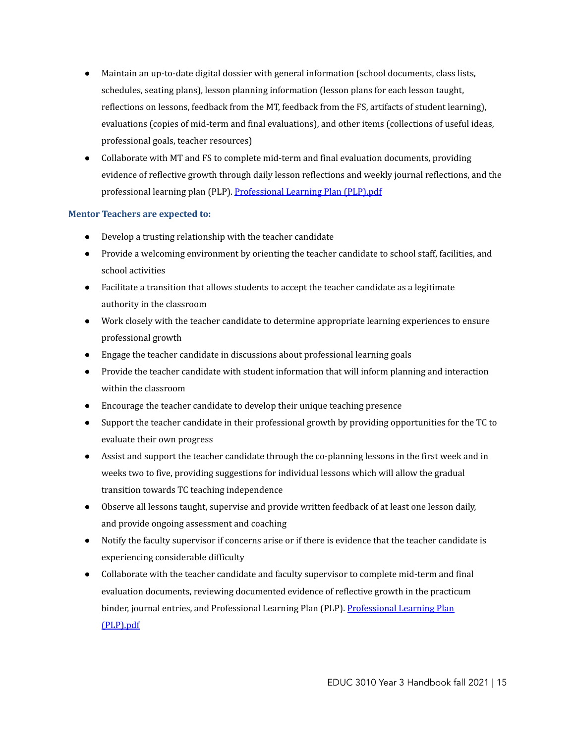- Maintain an up-to-date digital dossier with general information (school documents, class lists, schedules, seating plans), lesson planning information (lesson plans for each lesson taught, reflections on lessons, feedback from the MT, feedback from the FS, artifacts of student learning), evaluations (copies of mid-term and final evaluations), and other items (collections of useful ideas, professional goals, teacher resources)
- Collaborate with MT and FS to complete mid-term and final evaluation documents, providing evidence of reflective growth through daily lesson reflections and weekly journal reflections, and the professional learning plan (PLP). Professional Learning Plan (PLP).pdf

**Mentor Teachers are expected to:**

- Develop a trusting relationship with the teacher candidate
- Provide a welcoming environment by orienting the teacher candidate to school staff, facilities, and school activities
- Facilitate a transition that allows students to accept the teacher candidate as a legitimate authority in the classroom
- Work closely with the teacher candidate to determine appropriate learning experiences to ensure professional growth
- Engage the teacher candidate in discussions about professional learning goals
- Provide the teacher candidate with student information that will inform planning and interaction within the classroom
- Encourage the teacher candidate to develop their unique teaching presence
- Support the teacher candidate in their professional growth by providing opportunities for the TC to evaluate their own progress
- Assist and support the teacher candidate through the co-planning lessons in the first week and in weeks two to five, providing suggestions for individual lessons which will allow the gradual transition towards TC teaching independence
- Observe all lessons taught, supervise and provide written feedback of at least one lesson daily, and provide ongoing assessment and coaching
- Notify the faculty supervisor if concerns arise or if there is evidence that the teacher candidate is experiencing considerable difficulty
- Collaborate with the teacher candidate and faculty supervisor to complete mid-term and final evaluation documents, reviewing documented evidence of reflective growth in the practicum binder, journal entries, and Professional Learning Plan (PLP). Professional Learning Plan (PLP).pdf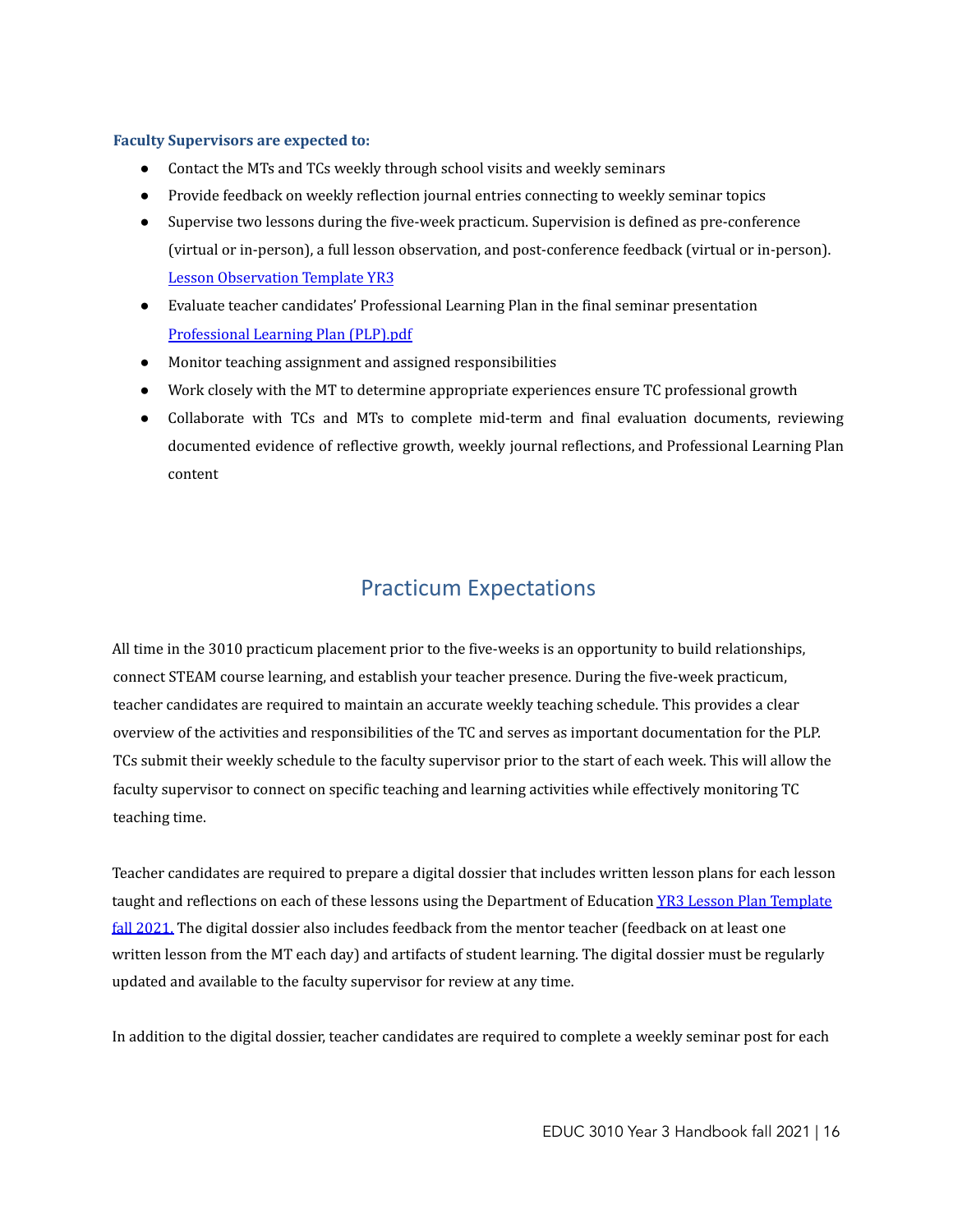**Faculty Supervisors are expected to:**

- Contact the MTs and TCs weekly through school visits and weekly seminars
- Provide feedback on weekly reflection journal entries connecting to weekly seminar topics
- Supervise two lessons during the five-week practicum. Supervision is defined as pre-conference (virtual or in-person), a full lesson observation, and post-conference feedback (virtual or in-person). [Lesson Observation Template YR3]
- Evaluate teacher candidates' Professional Learning Plan in the final seminar presentation [Professional Learning Plan (PLP).pdf]
- Monitor teaching assignment and assigned responsibilities
- Work closely with the MT to determine appropriate experiences ensure TC professional growth
- Collaborate with TCs and MTs to complete mid-term and final evaluation documents, reviewing documented evidence of reflective growth, weekly journal reflections, and Professional Learning Plan content

## Practicum Expectations

All time in the 3010 practicum placement prior to the five-weeks is an opportunity to build relationships, connect STEAM course learning, and establish your teacher presence. During the five-week practicum, teacher candidates are required to maintain an accurate weekly teaching schedule. This provides a clear overview of the activities and responsibilities of the TC and serves as important documentation for the PLP. TCs submit their weekly schedule to the faculty supervisor prior to the start of each week. This will allow the faculty supervisor to connect on specific teaching and learning activities while effectively monitoring TC teaching time.

Teacher candidates are required to prepare a digital dossier that includes written lesson plans for each lesson taught and reflections on each of these lessons using the Department of Education [YR3 Lesson Plan Template fall 2021.] The digital dossier also includes feedback from the mentor teacher (feedback on at least one written lesson from the MT each day) and artifacts of student learning. The digital dossier must be regularly updated and available to the faculty supervisor for review at any time.

In addition to the digital dossier, teacher candidates are required to complete a weekly seminar post for each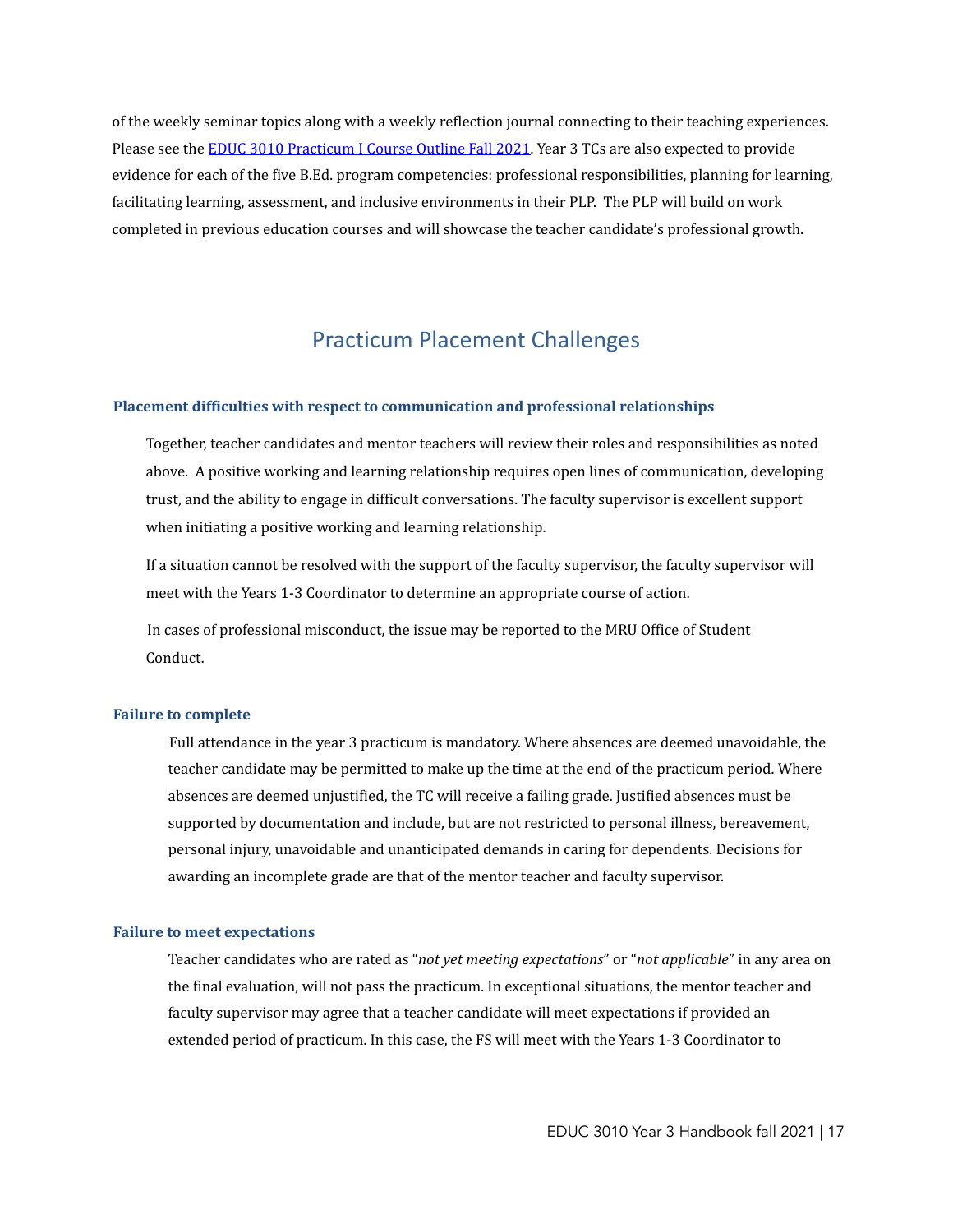of the weekly seminar topics along with a weekly reflection journal connecting to their teaching experiences. Please see the [EDUC 3010 Practicum I Course Outline Fall 2021](). Year 3 TCs are also expected to provide evidence for each of the five B.Ed. program competencies: professional responsibilities, planning for learning, facilitating learning, assessment, and inclusive environments in their PLP. The PLP will build on work completed in previous education courses and will showcase the teacher candidate's professional growth.

## Practicum Placement Challenges

### Placement difficulties with respect to communication and professional relationships

Together, teacher candidates and mentor teachers will review their roles and responsibilities as noted above. A positive working and learning relationship requires open lines of communication, developing trust, and the ability to engage in difficult conversations. The faculty supervisor is excellent support when initiating a positive working and learning relationship.

If a situation cannot be resolved with the support of the faculty supervisor, the faculty supervisor will meet with the Years 1-3 Coordinator to determine an appropriate course of action.

In cases of professional misconduct, the issue may be reported to the MRU Office of Student Conduct.

### Failure to complete

Full attendance in the year 3 practicum is mandatory. Where absences are deemed unavoidable, the teacher candidate may be permitted to make up the time at the end of the practicum period. Where absences are deemed unjustified, the TC will receive a failing grade. Justified absences must be supported by documentation and include, but are not restricted to personal illness, bereavement, personal injury, unavoidable and unanticipated demands in caring for dependents. Decisions for awarding an incomplete grade are that of the mentor teacher and faculty supervisor.

### Failure to meet expectations

Teacher candidates who are rated as "*not yet meeting expectations*" or "*not applicable*" in any area on the final evaluation, will not pass the practicum. In exceptional situations, the mentor teacher and faculty supervisor may agree that a teacher candidate will meet expectations if provided an extended period of practicum. In this case, the FS will meet with the Years 1-3 Coordinator to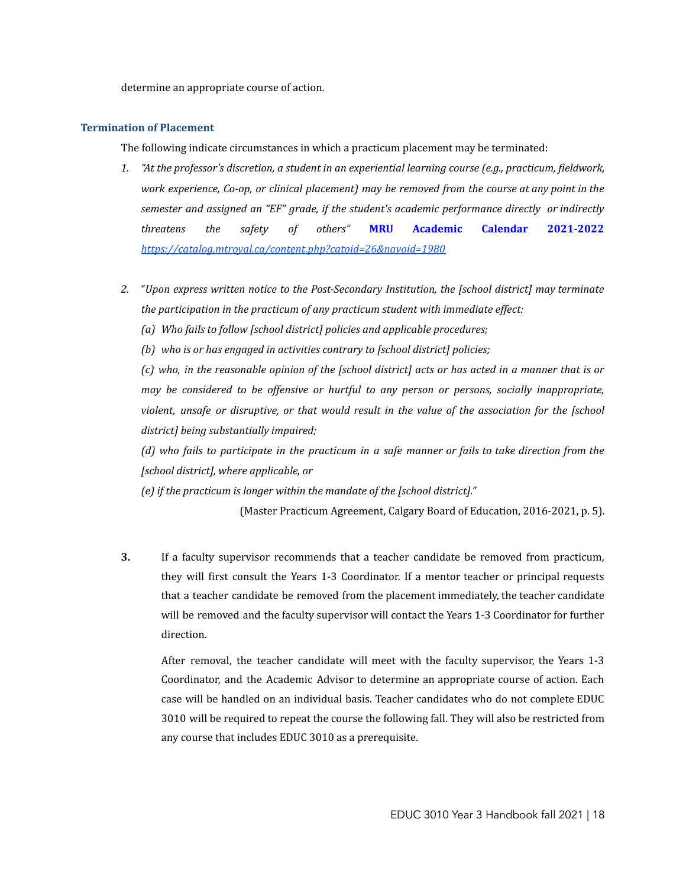determine an appropriate course of action.

### Termination of Placement

The following indicate circumstances in which a practicum placement may be terminated:

1. *"At the professor's discretion, a student in an experiential learning course (e.g., practicum, fieldwork, work experience, Co-op, or clinical placement) may be removed from the course at any point in the semester and assigned an "EF" grade, if the student's academic performance directly or indirectly threatens the safety of others"* **MRU Academic Calendar 2021-2022** [https://catalog.mtroyal.ca/content.php?catoid=26&navoid=1980](https://catalog.mtroyal.ca/content.php?catoid=26&navoid=1980)

2. "*Upon express written notice to the Post-Secondary Institution, the [school district] may terminate the participation in the practicum of any practicum student with immediate effect:*

   *(a) Who fails to follow [school district] policies and applicable procedures;*

   *(b) who is or has engaged in activities contrary to [school district] policies;*

   *(c) who, in the reasonable opinion of the [school district] acts or has acted in a manner that is or may be considered to be offensive or hurtful to any person or persons, socially inappropriate, violent, unsafe or disruptive, or that would result in the value of the association for the [school district] being substantially impaired;*

   *(d) who fails to participate in the practicum in a safe manner or fails to take direction from the [school district], where applicable, or*

   *(e) if the practicum is longer within the mandate of the [school district].*"

   (Master Practicum Agreement, Calgary Board of Education, 2016-2021, p. 5).

3. If a faculty supervisor recommends that a teacher candidate be removed from practicum, they will first consult the Years 1-3 Coordinator. If a mentor teacher or principal requests that a teacher candidate be removed from the placement immediately, the teacher candidate will be removed and the faculty supervisor will contact the Years 1-3 Coordinator for further direction.

   After removal, the teacher candidate will meet with the faculty supervisor, the Years 1-3 Coordinator, and the Academic Advisor to determine an appropriate course of action. Each case will be handled on an individual basis. Teacher candidates who do not complete EDUC 3010 will be required to repeat the course the following fall. They will also be restricted from any course that includes EDUC 3010 as a prerequisite.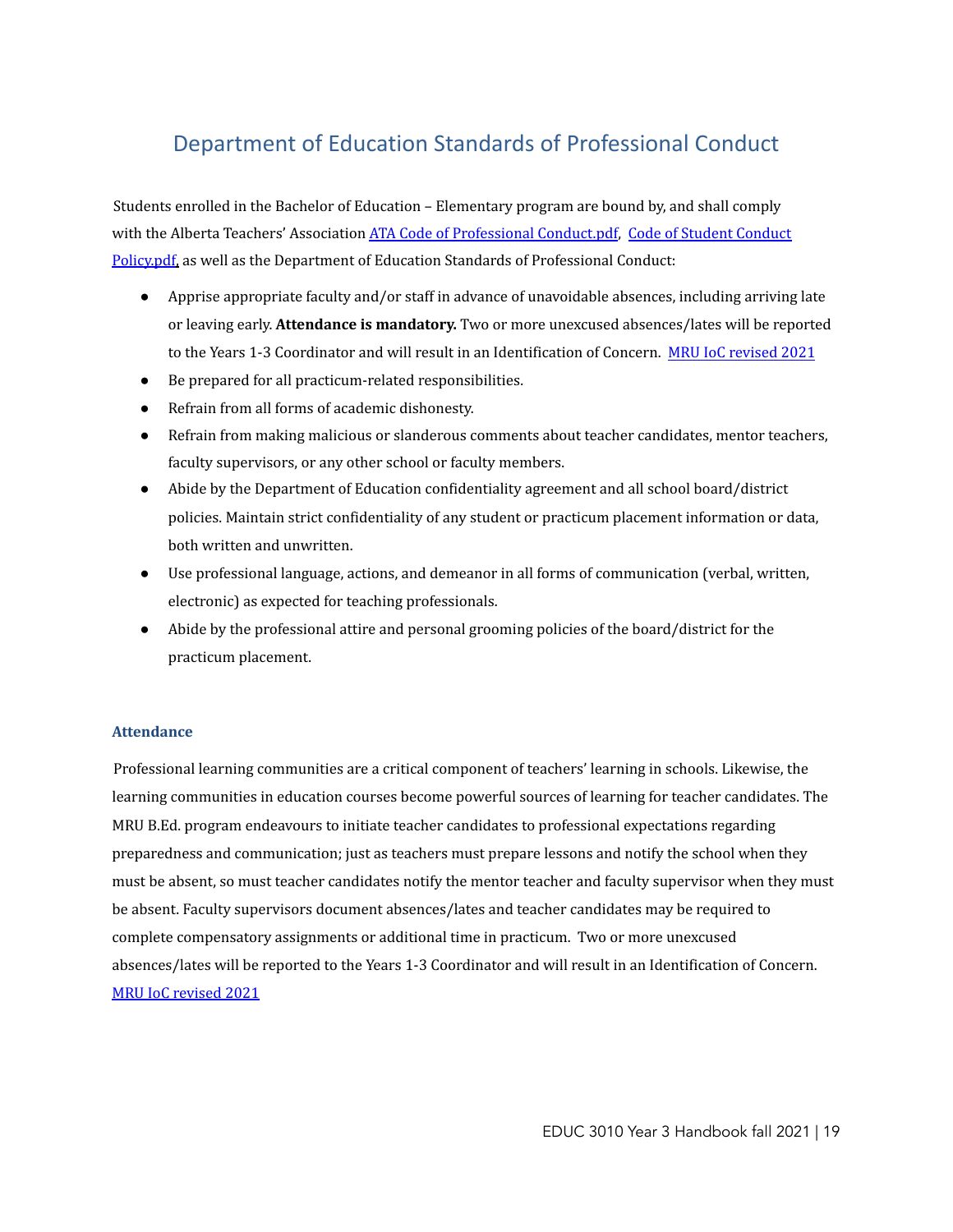# Department of Education Standards of Professional Conduct

Students enrolled in the Bachelor of Education – Elementary program are bound by, and shall comply with the Alberta Teachers' Association ATA Code of Professional Conduct.pdf, Code of Student Conduct Policy.pdf, as well as the Department of Education Standards of Professional Conduct:

- Apprise appropriate faculty and/or staff in advance of unavoidable absences, including arriving late or leaving early. **Attendance is mandatory.** Two or more unexcused absences/lates will be reported to the Years 1-3 Coordinator and will result in an Identification of Concern. MRU IoC revised 2021
- Be prepared for all practicum-related responsibilities.
- Refrain from all forms of academic dishonesty.
- Refrain from making malicious or slanderous comments about teacher candidates, mentor teachers, faculty supervisors, or any other school or faculty members.
- Abide by the Department of Education confidentiality agreement and all school board/district policies. Maintain strict confidentiality of any student or practicum placement information or data, both written and unwritten.
- Use professional language, actions, and demeanor in all forms of communication (verbal, written, electronic) as expected for teaching professionals.
- Abide by the professional attire and personal grooming policies of the board/district for the practicum placement.

### Attendance

Professional learning communities are a critical component of teachers' learning in schools. Likewise, the learning communities in education courses become powerful sources of learning for teacher candidates. The MRU B.Ed. program endeavours to initiate teacher candidates to professional expectations regarding preparedness and communication; just as teachers must prepare lessons and notify the school when they must be absent, so must teacher candidates notify the mentor teacher and faculty supervisor when they must be absent. Faculty supervisors document absences/lates and teacher candidates may be required to complete compensatory assignments or additional time in practicum. Two or more unexcused absences/lates will be reported to the Years 1-3 Coordinator and will result in an Identification of Concern. MRU IoC revised 2021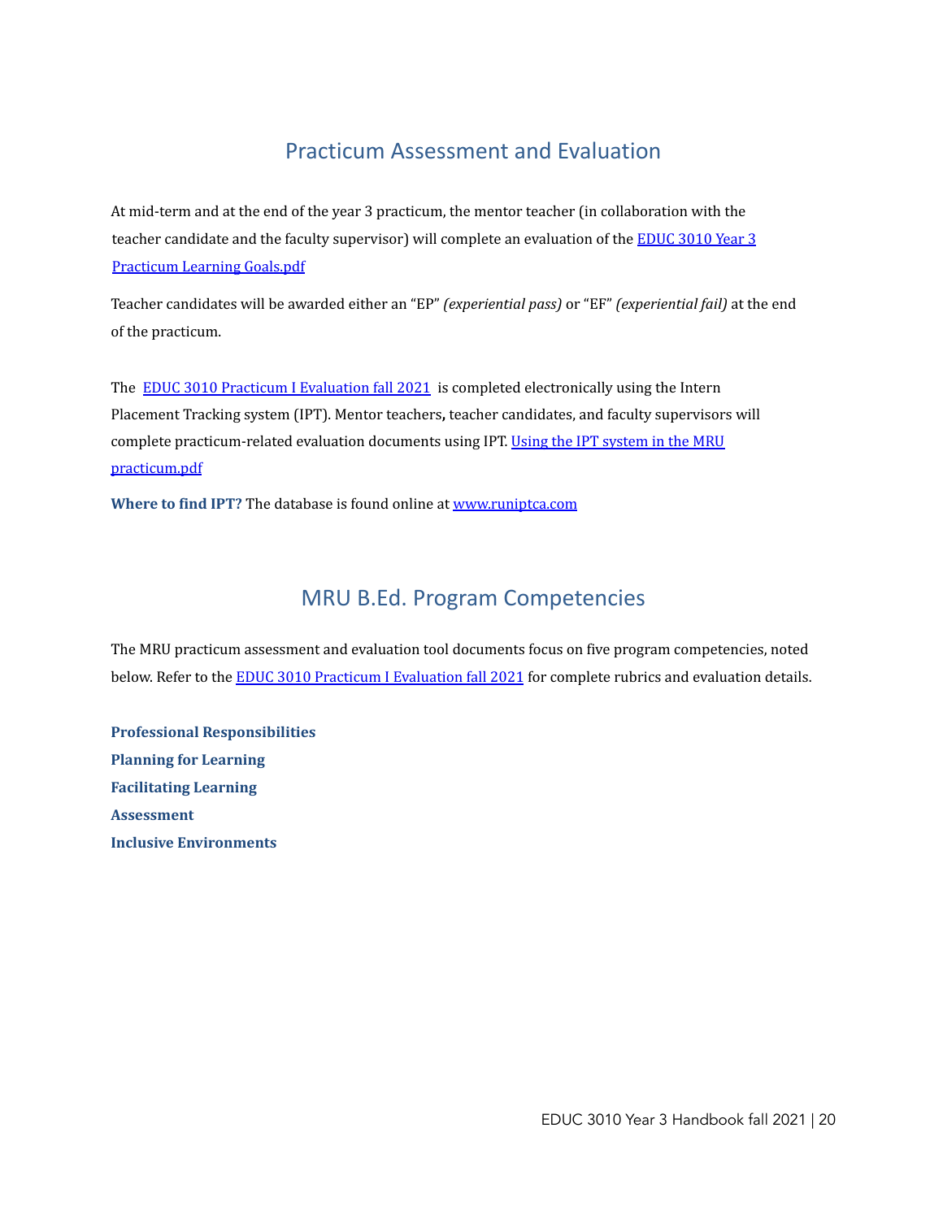## Practicum Assessment and Evaluation

At mid-term and at the end of the year 3 practicum, the mentor teacher (in collaboration with the teacher candidate and the faculty supervisor) will complete an evaluation of the EDUC 3010 Year 3 Practicum Learning Goals.pdf

Teacher candidates will be awarded either an "EP" *(experiential pass)* or "EF" *(experiential fail)* at the end of the practicum.

The EDUC 3010 Practicum I Evaluation fall 2021 is completed electronically using the Intern Placement Tracking system (IPT). Mentor teachers**,** teacher candidates, and faculty supervisors will complete practicum-related evaluation documents using IPT. Using the IPT system in the MRU practicum.pdf

**Where to find IPT?** The database is found online at www.runiptca.com

## MRU B.Ed. Program Competencies

The MRU practicum assessment and evaluation tool documents focus on five program competencies, noted below. Refer to the EDUC 3010 Practicum I Evaluation fall 2021 for complete rubrics and evaluation details.

**Professional Responsibilities**
**Planning for Learning**
**Facilitating Learning**
**Assessment**
**Inclusive Environments**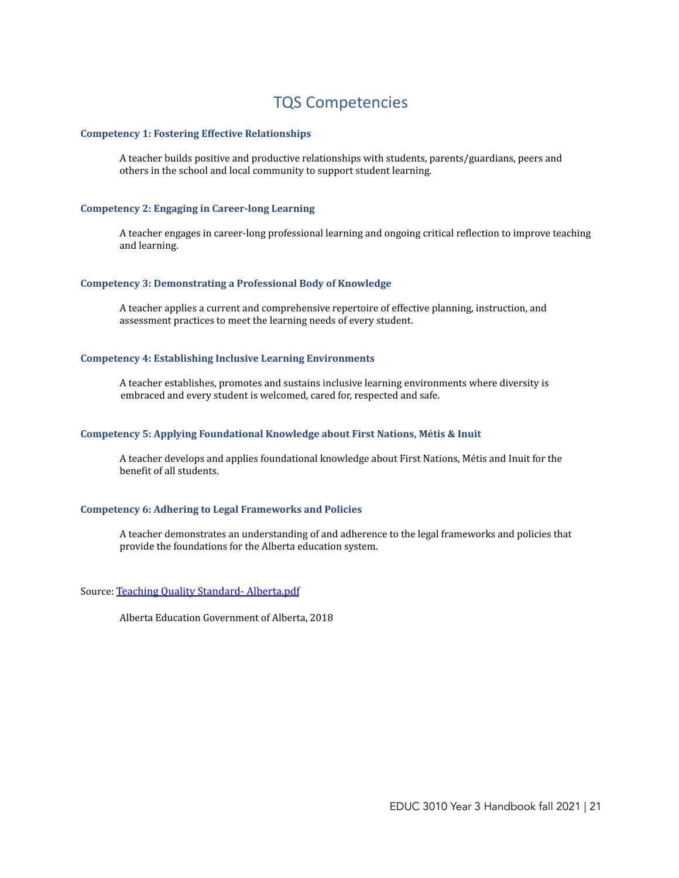# TQS Competencies

### Competency 1: Fostering Effective Relationships

A teacher builds positive and productive relationships with students, parents/guardians, peers and others in the school and local community to support student learning.

### Competency 2: Engaging in Career-long Learning

A teacher engages in career-long professional learning and ongoing critical reflection to improve teaching and learning.

### Competency 3: Demonstrating a Professional Body of Knowledge

A teacher applies a current and comprehensive repertoire of effective planning, instruction, and assessment practices to meet the learning needs of every student.

### Competency 4: Establishing Inclusive Learning Environments

A teacher establishes, promotes and sustains inclusive learning environments where diversity is embraced and every student is welcomed, cared for, respected and safe.

### Competency 5: Applying Foundational Knowledge about First Nations, Métis & Inuit

A teacher develops and applies foundational knowledge about First Nations, Métis and Inuit for the benefit of all students.

### Competency 6: Adhering to Legal Frameworks and Policies

A teacher demonstrates an understanding of and adherence to the legal frameworks and policies that provide the foundations for the Alberta education system.

Source: Teaching Quality Standard- Alberta.pdf

Alberta Education Government of Alberta, 2018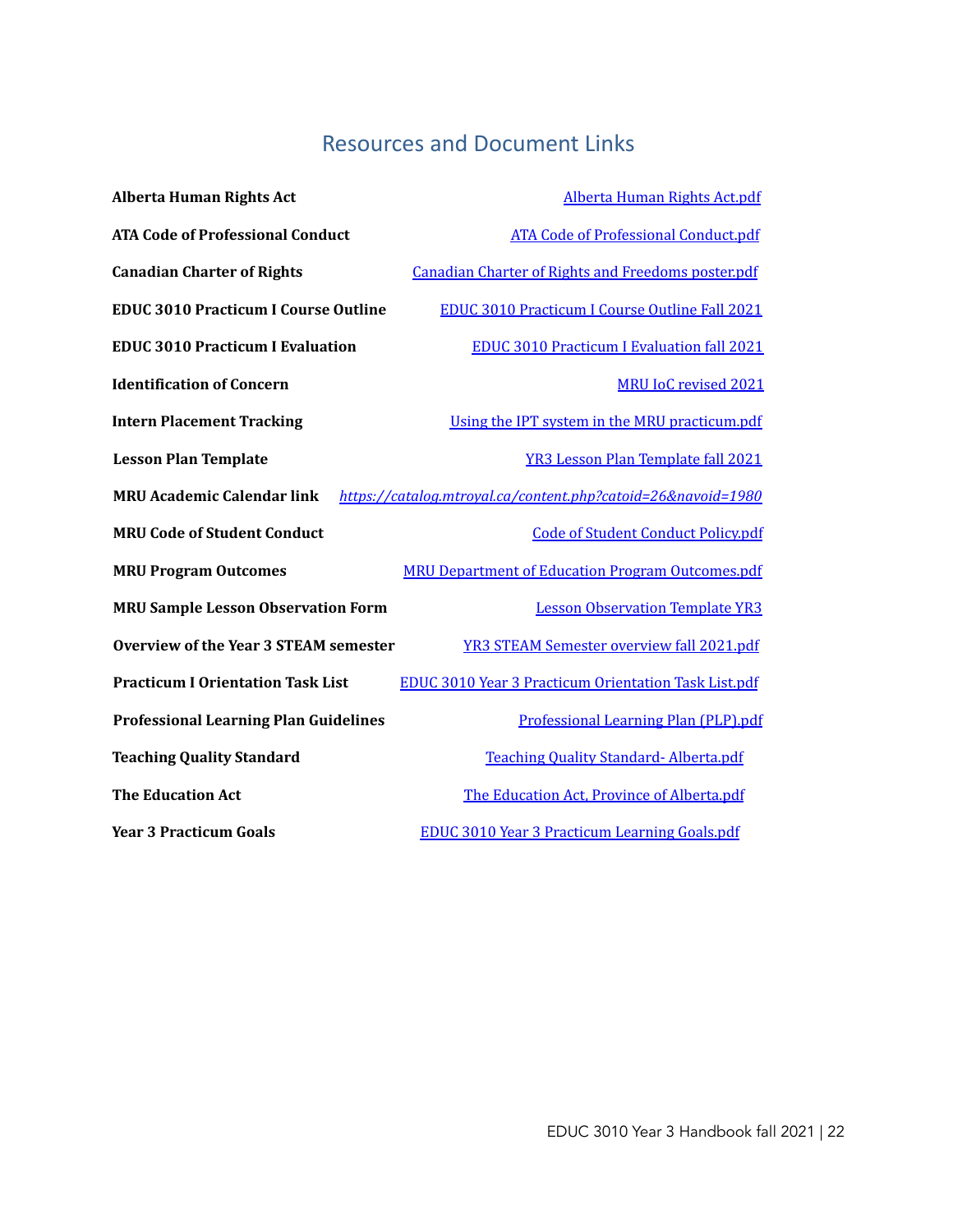## Resources and Document Links

| | |
|---|---|
| **Alberta Human Rights Act** | Alberta Human Rights Act.pdf |
| **ATA Code of Professional Conduct** | ATA Code of Professional Conduct.pdf |
| **Canadian Charter of Rights** | Canadian Charter of Rights and Freedoms poster.pdf |
| **EDUC 3010 Practicum I Course Outline** | EDUC 3010 Practicum I Course Outline Fall 2021 |
| **EDUC 3010 Practicum I Evaluation** | EDUC 3010 Practicum I Evaluation fall 2021 |
| **Identification of Concern** | MRU IoC revised 2021 |
| **Intern Placement Tracking** | Using the IPT system in the MRU practicum.pdf |
| **Lesson Plan Template** | YR3 Lesson Plan Template fall 2021 |
| **MRU Academic Calendar link** | *https://catalog.mtroyal.ca/content.php?catoid=26&navoid=1980* |
| **MRU Code of Student Conduct** | Code of Student Conduct Policy.pdf |
| **MRU Program Outcomes** | MRU Department of Education Program Outcomes.pdf |
| **MRU Sample Lesson Observation Form** | Lesson Observation Template YR3 |
| **Overview of the Year 3 STEAM semester** | YR3 STEAM Semester overview fall 2021.pdf |
| **Practicum I Orientation Task List** | EDUC 3010 Year 3 Practicum Orientation Task List.pdf |
| **Professional Learning Plan Guidelines** | Professional Learning Plan (PLP).pdf |
| **Teaching Quality Standard** | Teaching Quality Standard- Alberta.pdf |
| **The Education Act** | The Education Act, Province of Alberta.pdf |
| **Year 3 Practicum Goals** | EDUC 3010 Year 3 Practicum Learning Goals.pdf |